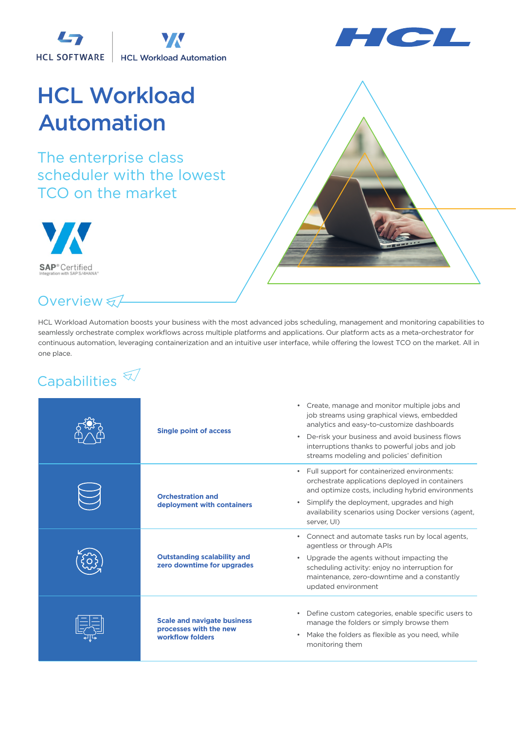HCL SOFTWARE | HCL Workload Automation

# HCL Workload Automation

## The enterprise class scheduler with the lowest TCO on the market

SAP® Certified
Integration with SAP S/4HANA®

## Overview

HCL Workload Automation boosts your business with the most advanced jobs scheduling, management and monitoring capabilities to seamlessly orchestrate complex workflows across multiple platforms and applications. Our platform acts as a meta-orchestrator for continuous automation, leveraging containerization and an intuitive user interface, while offering the lowest TCO on the market. All in one place.

## Capabilities

| Capability | Details |
| --- | --- |
| **Single point of access** | • Create, manage and monitor multiple jobs and job streams using graphical views, embedded analytics and easy-to-customize dashboards<br>• De-risk your business and avoid business flows interruptions thanks to powerful jobs and job streams modeling and policies' definition |
| **Orchestration and deployment with containers** | • Full support for containerized environments: orchestrate applications deployed in containers and optimize costs, including hybrid environments<br>• Simplify the deployment, upgrades and high availability scenarios using Docker versions (agent, server, UI) |
| **Outstanding scalability and zero downtime for upgrades** | • Connect and automate tasks run by local agents, agentless or through APIs<br>• Upgrade the agents without impacting the scheduling activity: enjoy no interruption for maintenance, zero-downtime and a constantly updated environment |
| **Scale and navigate business processes with the new workflow folders** | • Define custom categories, enable specific users to manage the folders or simply browse them<br>• Make the folders as flexible as you need, while monitoring them |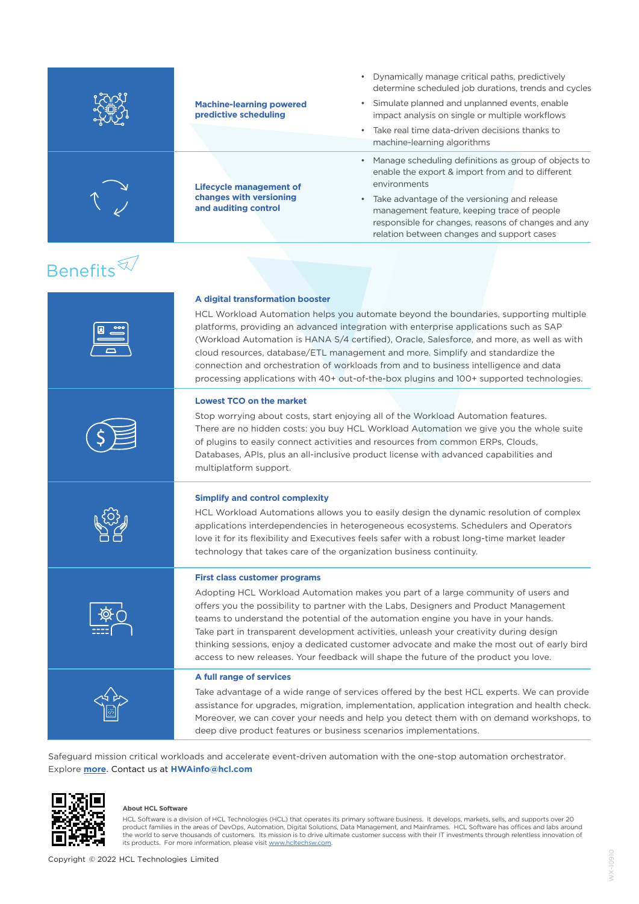**Machine-learning powered predictive scheduling**

- Dynamically manage critical paths, predictively determine scheduled job durations, trends and cycles
- Simulate planned and unplanned events, enable impact analysis on single or multiple workflows
- Take real time data-driven decisions thanks to machine-learning algorithms

**Lifecycle management of changes with versioning and auditing control**

- Manage scheduling definitions as group of objects to enable the export & import from and to different environments
- Take advantage of the versioning and release management feature, keeping trace of people responsible for changes, reasons of changes and any relation between changes and support cases

## Benefits

### A digital transformation booster

HCL Workload Automation helps you automate beyond the boundaries, supporting multiple platforms, providing an advanced integration with enterprise applications such as SAP (Workload Automation is HANA S/4 certified), Oracle, Salesforce, and more, as well as with cloud resources, database/ETL management and more. Simplify and standardize the connection and orchestration of workloads from and to business intelligence and data processing applications with 40+ out-of-the-box plugins and 100+ supported technologies.

### Lowest TCO on the market

Stop worrying about costs, start enjoying all of the Workload Automation features. There are no hidden costs: you buy HCL Workload Automation we give you the whole suite of plugins to easily connect activities and resources from common ERPs, Clouds, Databases, APIs, plus an all-inclusive product license with advanced capabilities and multiplatform support.

### Simplify and control complexity

HCL Workload Automations allows you to easily design the dynamic resolution of complex applications interdependencies in heterogeneous ecosystems. Schedulers and Operators love it for its flexibility and Executives feels safer with a robust long-time market leader technology that takes care of the organization business continuity.

### First class customer programs

Adopting HCL Workload Automation makes you part of a large community of users and offers you the possibility to partner with the Labs, Designers and Product Management teams to understand the potential of the automation engine you have in your hands. Take part in transparent development activities, unleash your creativity during design thinking sessions, enjoy a dedicated customer advocate and make the most out of early bird access to new releases. Your feedback will shape the future of the product you love.

### A full range of services

Take advantage of a wide range of services offered by the best HCL experts. We can provide assistance for upgrades, migration, implementation, application integration and health check. Moreover, we can cover your needs and help you detect them with on demand workshops, to deep dive product features or business scenarios implementations.

Safeguard mission critical workloads and accelerate event-driven automation with the one-stop automation orchestrator. Explore **more**. Contact us at **HWAinfo@hcl.com**

**About HCL Software**

HCL Software is a division of HCL Technologies (HCL) that operates its primary software business. It develops, markets, sells, and supports over 20 product families in the areas of DevOps, Automation, Digital Solutions, Data Management, and Mainframes. HCL Software has offices and labs around the world to serve thousands of customers. Its mission is to drive ultimate customer success with their IT investments through relentless innovation of its products. For more information, please visit www.hcltechsw.com.

Copyright © 2022 HCL Technologies Limited

WX-10910